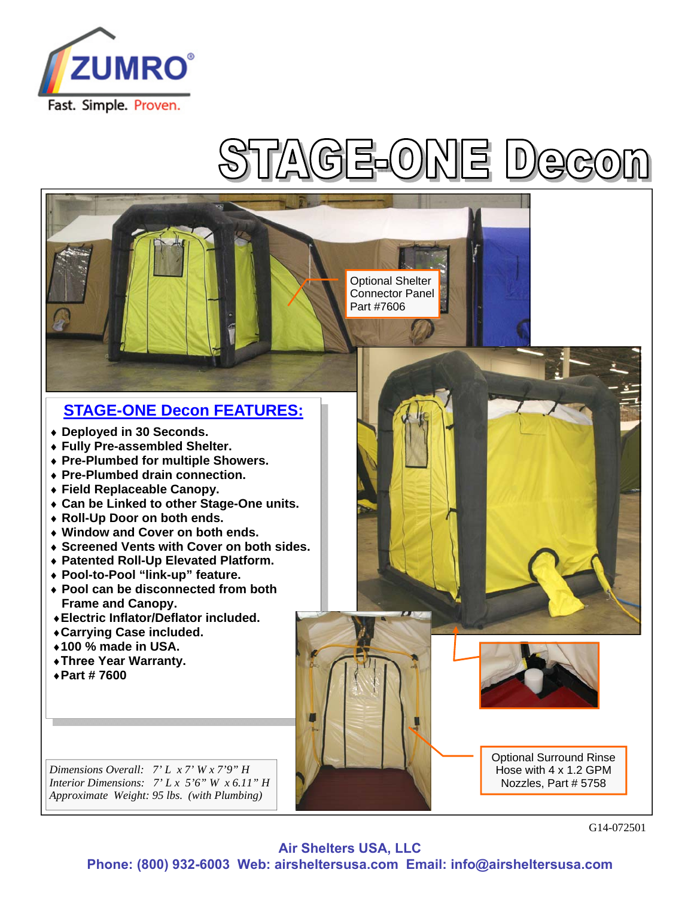ZUMRO®
Fast. Simple. Proven.

# STAGE-ONE Decon

Optional Shelter Connector Panel Part #7606

## STAGE-ONE Decon FEATURES:

- **Deployed in 30 Seconds.**
- **Fully Pre-assembled Shelter.**
- **Pre-Plumbed for multiple Showers.**
- **Pre-Plumbed drain connection.**
- **Field Replaceable Canopy.**
- **Can be Linked to other Stage-One units.**
- **Roll-Up Door on both ends.**
- **Window and Cover on both ends.**
- **Screened Vents with Cover on both sides.**
- **Patented Roll-Up Elevated Platform.**
- **Pool-to-Pool "link-up" feature.**
- **Pool can be disconnected from both Frame and Canopy.**
- **Electric Inflator/Deflator included.**
- **Carrying Case included.**
- **100 % made in USA.**
- **Three Year Warranty.**
- **Part # 7600**

*Dimensions Overall: 7' L x 7' W x 7'9" H*
*Interior Dimensions: 7' L x 5'6" W x 6.11" H*
*Approximate Weight: 95 lbs. (with Plumbing)*

Optional Surround Rinse Hose with 4 x 1.2 GPM Nozzles, Part # 5758

G14-072501

**Air Shelters USA, LLC**
**Phone: (800) 932-6003 Web: airsheltersusa.com Email: info@airsheltersusa.com**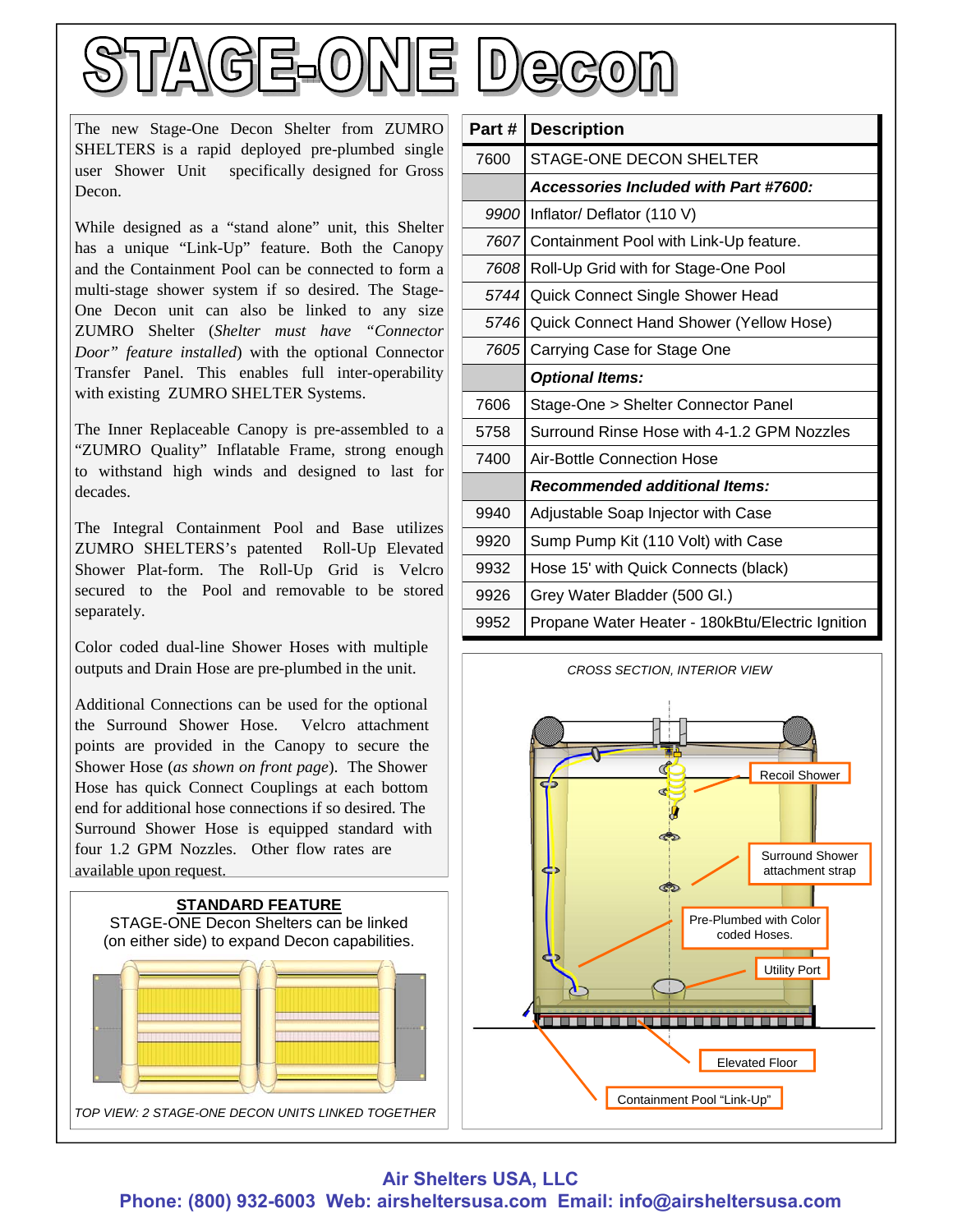# STAGE-ONE Decon

The new Stage-One Decon Shelter from ZUMRO SHELTERS is a rapid deployed pre-plumbed single user Shower Unit specifically designed for Gross Decon.

While designed as a "stand alone" unit, this Shelter has a unique "Link-Up" feature. Both the Canopy and the Containment Pool can be connected to form a multi-stage shower system if so desired. The Stage-One Decon unit can also be linked to any size ZUMRO Shelter (*Shelter must have "Connector Door" feature installed*) with the optional Connector Transfer Panel. This enables full inter-operability with existing ZUMRO SHELTER Systems.

The Inner Replaceable Canopy is pre-assembled to a "ZUMRO Quality" Inflatable Frame, strong enough to withstand high winds and designed to last for decades.

The Integral Containment Pool and Base utilizes ZUMRO SHELTERS's patented Roll-Up Elevated Shower Plat-form. The Roll-Up Grid is Velcro secured to the Pool and removable to be stored separately.

Color coded dual-line Shower Hoses with multiple outputs and Drain Hose are pre-plumbed in the unit.

Additional Connections can be used for the optional the Surround Shower Hose. Velcro attachment points are provided in the Canopy to secure the Shower Hose (*as shown on front page*). The Shower Hose has quick Connect Couplings at each bottom end for additional hose connections if so desired. The Surround Shower Hose is equipped standard with four 1.2 GPM Nozzles. Other flow rates are available upon request.

| Part # | Description |
|---|---|
| 7600 | STAGE-ONE DECON SHELTER |
| | ***Accessories Included with Part #7600:*** |
| *9900* | Inflator/ Deflator (110 V) |
| *7607* | Containment Pool with Link-Up feature. |
| *7608* | Roll-Up Grid with for Stage-One Pool |
| *5744* | Quick Connect Single Shower Head |
| *5746* | Quick Connect Hand Shower (Yellow Hose) |
| *7605* | Carrying Case for Stage One |
| | ***Optional Items:*** |
| 7606 | Stage-One > Shelter Connector Panel |
| 5758 | Surround Rinse Hose with 4-1.2 GPM Nozzles |
| 7400 | Air-Bottle Connection Hose |
| | ***Recommended additional Items:*** |
| 9940 | Adjustable Soap Injector with Case |
| 9920 | Sump Pump Kit (110 Volt) with Case |
| 9932 | Hose 15' with Quick Connects (black) |
| 9926 | Grey Water Bladder (500 Gl.) |
| 9952 | Propane Water Heater - 180kBtu/Electric Ignition |

**STANDARD FEATURE**

STAGE-ONE Decon Shelters can be linked (on either side) to expand Decon capabilities.

*TOP VIEW: 2 STAGE-ONE DECON UNITS LINKED TOGETHER*

*CROSS SECTION, INTERIOR VIEW*

Recoil Shower

Surround Shower attachment strap

Pre-Plumbed with Color coded Hoses.

Utility Port

Elevated Floor

Containment Pool "Link-Up"

**Air Shelters USA, LLC**
**Phone: (800) 932-6003 Web: airsheltersusa.com Email: info@airsheltersusa.com**